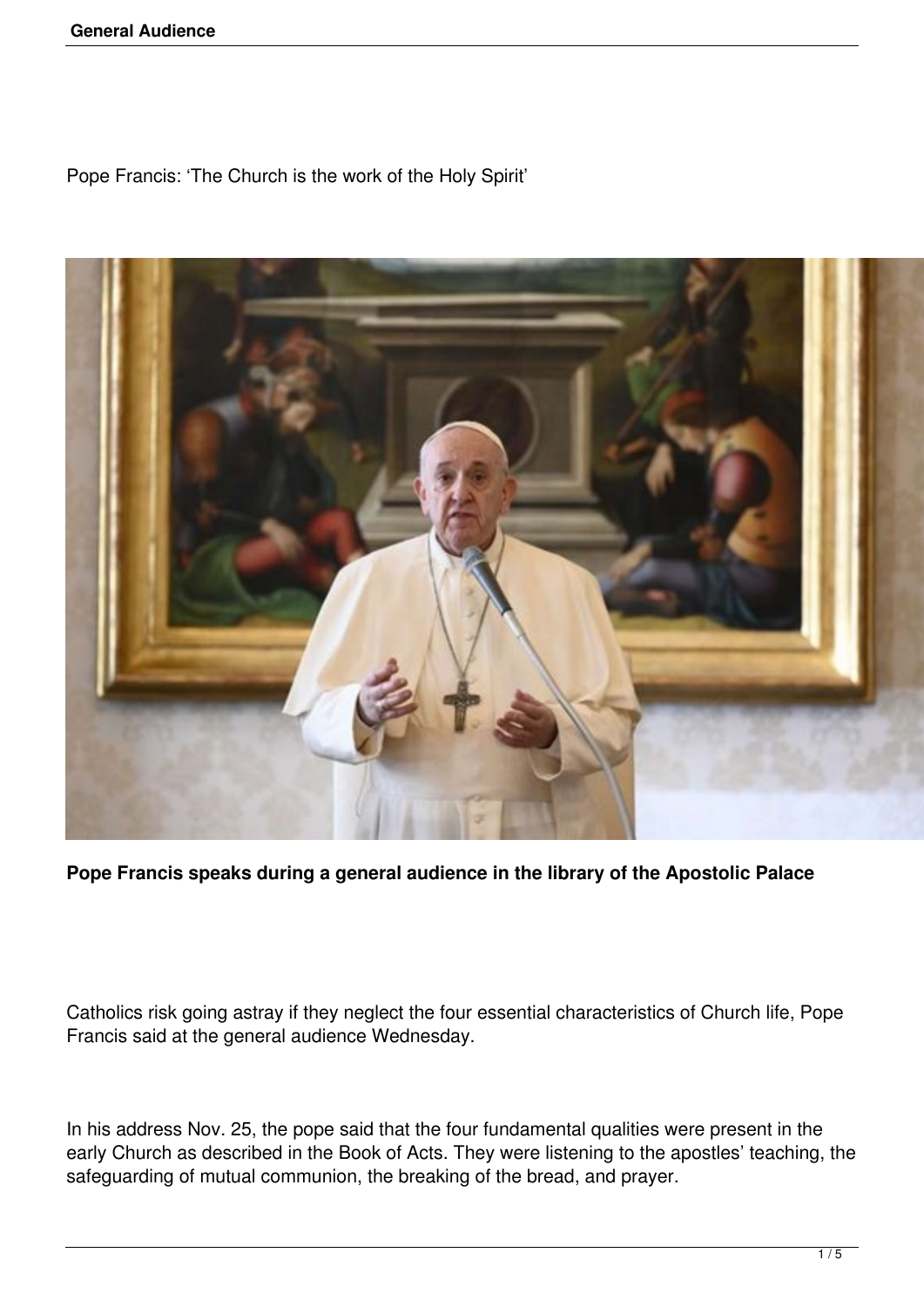Pope Francis: ‘The Church is the work of the Holy Spirit’

**Pope Francis speaks during a general audience in the library of the Apostolic Palace**

Catholics risk going astray if they neglect the four essential characteristics of Church life, Pope Francis said at the general audience Wednesday.

In his address Nov. 25, the pope said that the four fundamental qualities were present in the early Church as described in the Book of Acts. They were listening to the apostles’ teaching, the safeguarding of mutual communion, the breaking of the bread, and prayer.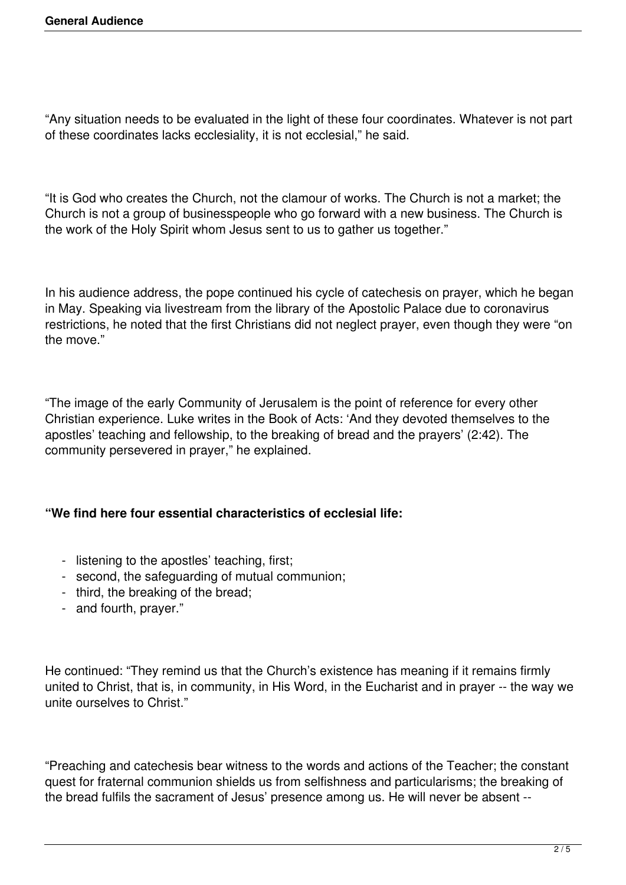"Any situation needs to be evaluated in the light of these four coordinates. Whatever is not part of these coordinates lacks ecclesiality, it is not ecclesial," he said.

"It is God who creates the Church, not the clamour of works. The Church is not a market; the Church is not a group of businesspeople who go forward with a new business. The Church is the work of the Holy Spirit whom Jesus sent to us to gather us together."

In his audience address, the pope continued his cycle of catechesis on prayer, which he began in May. Speaking via livestream from the library of the Apostolic Palace due to coronavirus restrictions, he noted that the first Christians did not neglect prayer, even though they were "on the move."

"The image of the early Community of Jerusalem is the point of reference for every other Christian experience. Luke writes in the Book of Acts: 'And they devoted themselves to the apostles' teaching and fellowship, to the breaking of bread and the prayers' (2:42). The community persevered in prayer," he explained.

**"We find here four essential characteristics of ecclesial life:**

- listening to the apostles' teaching, first;
- second, the safeguarding of mutual communion;
- third, the breaking of the bread;
- and fourth, prayer."

He continued: "They remind us that the Church's existence has meaning if it remains firmly united to Christ, that is, in community, in His Word, in the Eucharist and in prayer -- the way we unite ourselves to Christ."

"Preaching and catechesis bear witness to the words and actions of the Teacher; the constant quest for fraternal communion shields us from selfishness and particularisms; the breaking of the bread fulfils the sacrament of Jesus' presence among us. He will never be absent --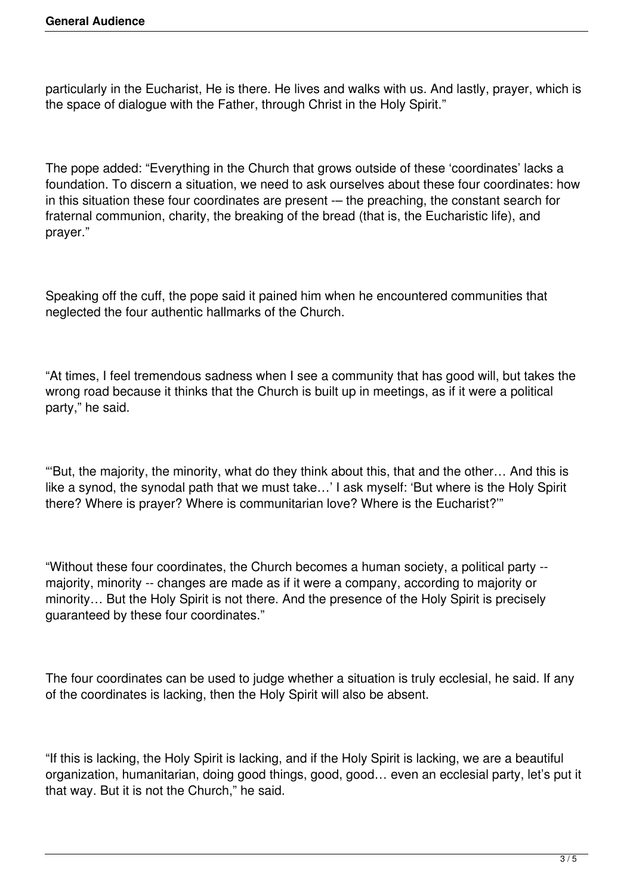particularly in the Eucharist, He is there. He lives and walks with us. And lastly, prayer, which is the space of dialogue with the Father, through Christ in the Holy Spirit."

The pope added: "Everything in the Church that grows outside of these 'coordinates' lacks a foundation. To discern a situation, we need to ask ourselves about these four coordinates: how in this situation these four coordinates are present -– the preaching, the constant search for fraternal communion, charity, the breaking of the bread (that is, the Eucharistic life), and prayer."

Speaking off the cuff, the pope said it pained him when he encountered communities that neglected the four authentic hallmarks of the Church.

"At times, I feel tremendous sadness when I see a community that has good will, but takes the wrong road because it thinks that the Church is built up in meetings, as if it were a political party," he said.

"'But, the majority, the minority, what do they think about this, that and the other… And this is like a synod, the synodal path that we must take…' I ask myself: 'But where is the Holy Spirit there? Where is prayer? Where is communitarian love? Where is the Eucharist?'"

"Without these four coordinates, the Church becomes a human society, a political party -- majority, minority -- changes are made as if it were a company, according to majority or minority… But the Holy Spirit is not there. And the presence of the Holy Spirit is precisely guaranteed by these four coordinates."

The four coordinates can be used to judge whether a situation is truly ecclesial, he said. If any of the coordinates is lacking, then the Holy Spirit will also be absent.

"If this is lacking, the Holy Spirit is lacking, and if the Holy Spirit is lacking, we are a beautiful organization, humanitarian, doing good things, good, good… even an ecclesial party, let's put it that way. But it is not the Church," he said.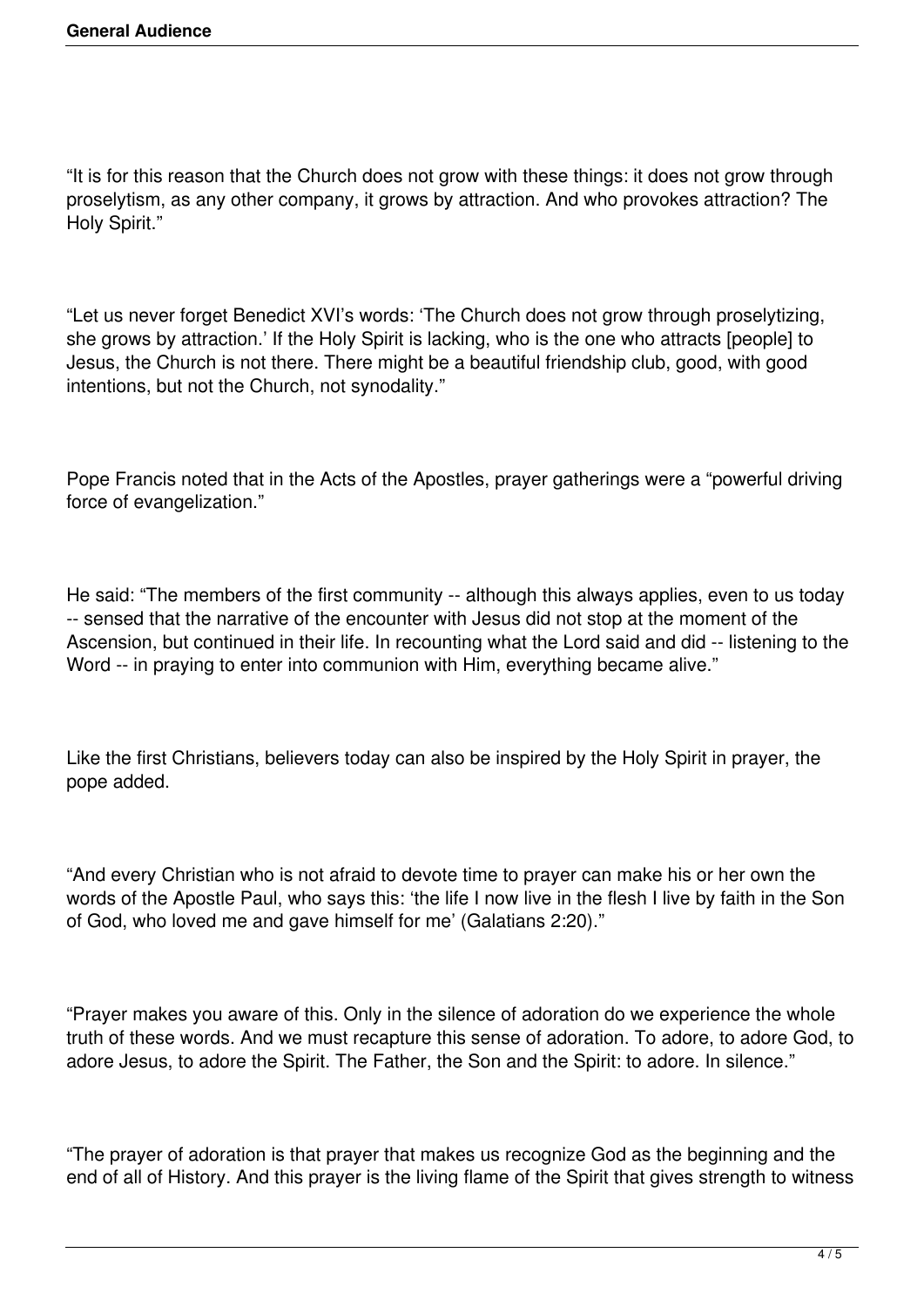"It is for this reason that the Church does not grow with these things: it does not grow through proselytism, as any other company, it grows by attraction. And who provokes attraction? The Holy Spirit."

"Let us never forget Benedict XVI's words: 'The Church does not grow through proselytizing, she grows by attraction.' If the Holy Spirit is lacking, who is the one who attracts [people] to Jesus, the Church is not there. There might be a beautiful friendship club, good, with good intentions, but not the Church, not synodality."

Pope Francis noted that in the Acts of the Apostles, prayer gatherings were a "powerful driving force of evangelization."

He said: "The members of the first community -- although this always applies, even to us today -- sensed that the narrative of the encounter with Jesus did not stop at the moment of the Ascension, but continued in their life. In recounting what the Lord said and did -- listening to the Word -- in praying to enter into communion with Him, everything became alive."

Like the first Christians, believers today can also be inspired by the Holy Spirit in prayer, the pope added.

"And every Christian who is not afraid to devote time to prayer can make his or her own the words of the Apostle Paul, who says this: 'the life I now live in the flesh I live by faith in the Son of God, who loved me and gave himself for me' (Galatians 2:20)."

"Prayer makes you aware of this. Only in the silence of adoration do we experience the whole truth of these words. And we must recapture this sense of adoration. To adore, to adore God, to adore Jesus, to adore the Spirit. The Father, the Son and the Spirit: to adore. In silence."

"The prayer of adoration is that prayer that makes us recognize God as the beginning and the end of all of History. And this prayer is the living flame of the Spirit that gives strength to witness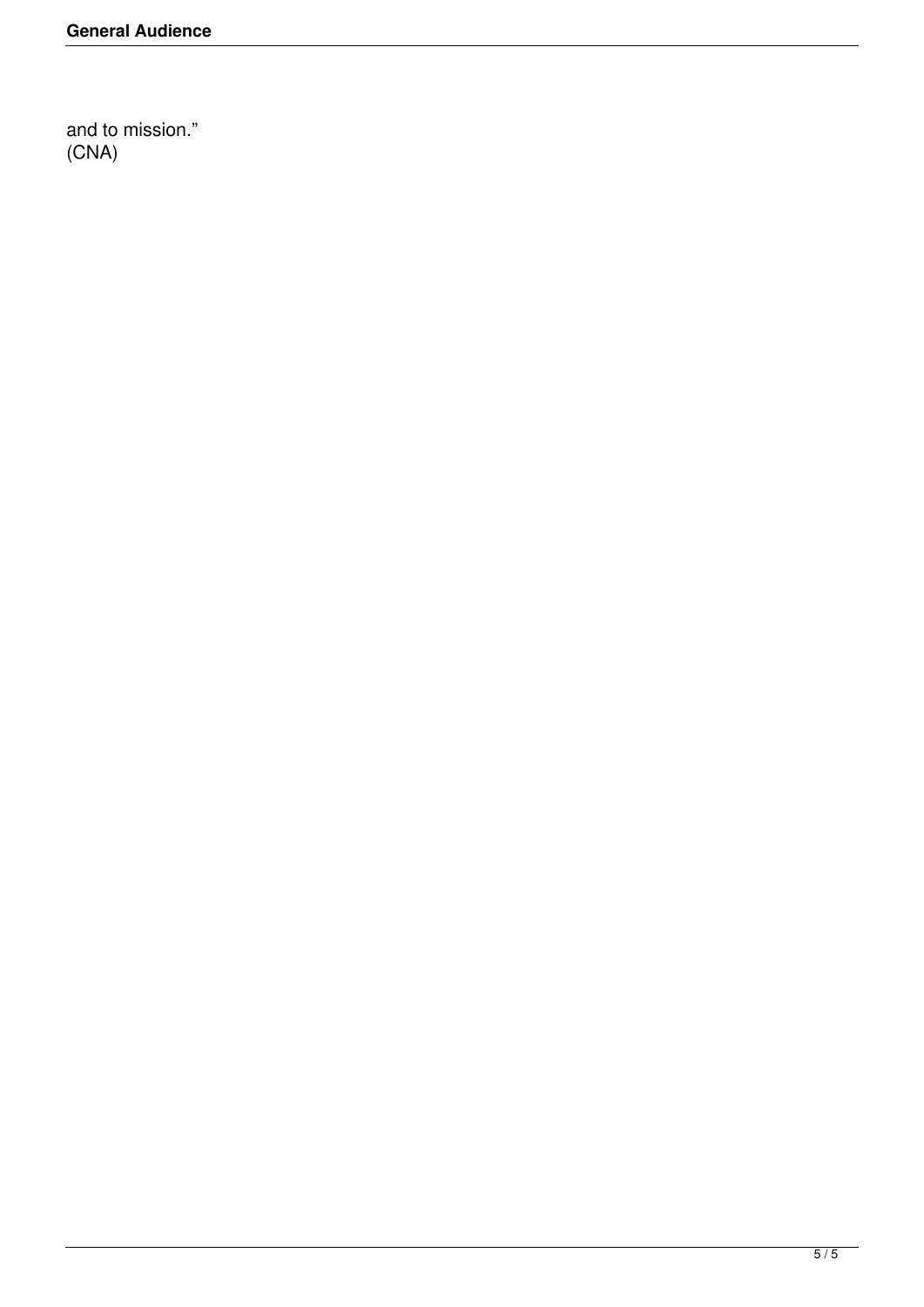and to mission.”
(CNA)